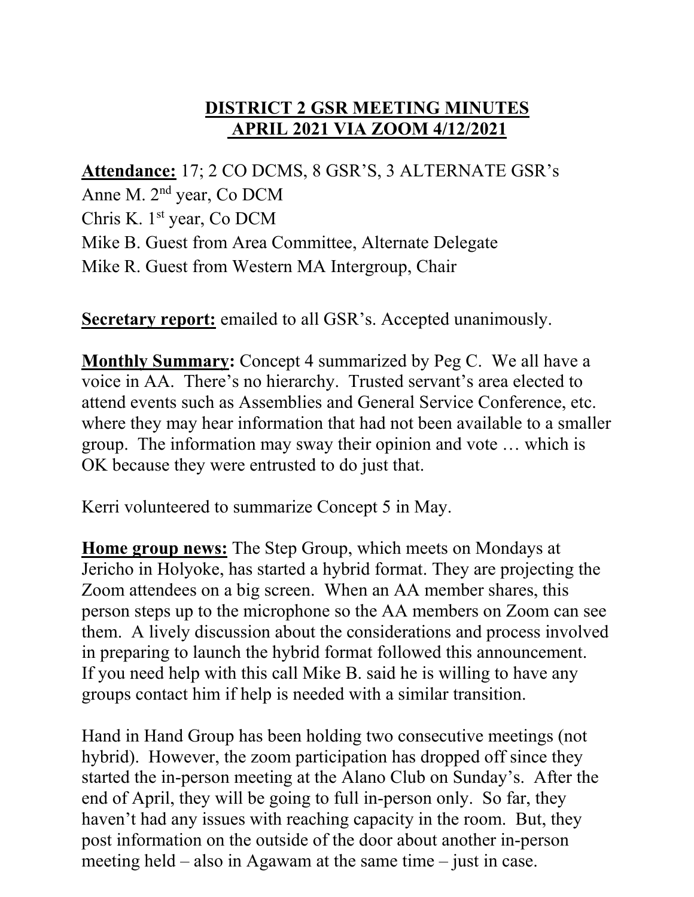# DISTRICT 2 GSR MEETING MINUTES
# APRIL 2021 VIA ZOOM 4/12/2021

**Attendance:** 17; 2 CO DCMS, 8 GSR'S, 3 ALTERNATE GSR's
Anne M. 2nd year, Co DCM
Chris K. 1st year, Co DCM
Mike B. Guest from Area Committee, Alternate Delegate
Mike R. Guest from Western MA Intergroup, Chair

**Secretary report:** emailed to all GSR's. Accepted unanimously.

**Monthly Summary:** Concept 4 summarized by Peg C. We all have a voice in AA. There's no hierarchy. Trusted servant's area elected to attend events such as Assemblies and General Service Conference, etc. where they may hear information that had not been available to a smaller group. The information may sway their opinion and vote … which is OK because they were entrusted to do just that.

Kerri volunteered to summarize Concept 5 in May.

**Home group news:** The Step Group, which meets on Mondays at Jericho in Holyoke, has started a hybrid format. They are projecting the Zoom attendees on a big screen. When an AA member shares, this person steps up to the microphone so the AA members on Zoom can see them. A lively discussion about the considerations and process involved in preparing to launch the hybrid format followed this announcement. If you need help with this call Mike B. said he is willing to have any groups contact him if help is needed with a similar transition.

Hand in Hand Group has been holding two consecutive meetings (not hybrid). However, the zoom participation has dropped off since they started the in-person meeting at the Alano Club on Sunday's. After the end of April, they will be going to full in-person only. So far, they haven't had any issues with reaching capacity in the room. But, they post information on the outside of the door about another in-person meeting held – also in Agawam at the same time – just in case.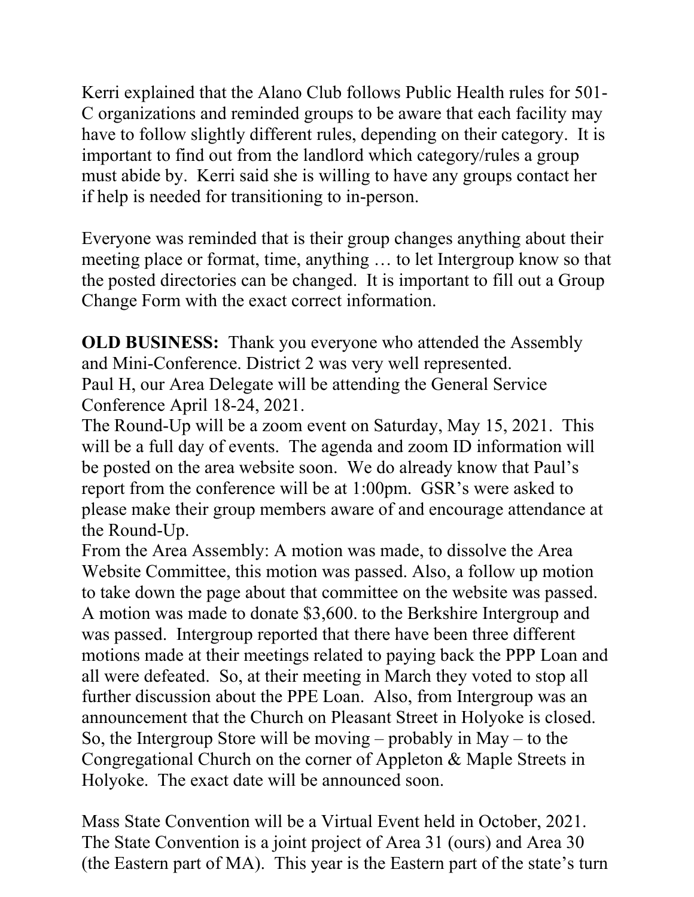Kerri explained that the Alano Club follows Public Health rules for 501-C organizations and reminded groups to be aware that each facility may have to follow slightly different rules, depending on their category. It is important to find out from the landlord which category/rules a group must abide by. Kerri said she is willing to have any groups contact her if help is needed for transitioning to in-person.

Everyone was reminded that is their group changes anything about their meeting place or format, time, anything … to let Intergroup know so that the posted directories can be changed. It is important to fill out a Group Change Form with the exact correct information.

**OLD BUSINESS:** Thank you everyone who attended the Assembly and Mini-Conference. District 2 was very well represented.
Paul H, our Area Delegate will be attending the General Service Conference April 18-24, 2021.
The Round-Up will be a zoom event on Saturday, May 15, 2021. This will be a full day of events. The agenda and zoom ID information will be posted on the area website soon. We do already know that Paul's report from the conference will be at 1:00pm. GSR's were asked to please make their group members aware of and encourage attendance at the Round-Up.
From the Area Assembly: A motion was made, to dissolve the Area Website Committee, this motion was passed. Also, a follow up motion to take down the page about that committee on the website was passed. A motion was made to donate $3,600. to the Berkshire Intergroup and was passed. Intergroup reported that there have been three different motions made at their meetings related to paying back the PPP Loan and all were defeated. So, at their meeting in March they voted to stop all further discussion about the PPE Loan. Also, from Intergroup was an announcement that the Church on Pleasant Street in Holyoke is closed. So, the Intergroup Store will be moving – probably in May – to the Congregational Church on the corner of Appleton & Maple Streets in Holyoke. The exact date will be announced soon.

Mass State Convention will be a Virtual Event held in October, 2021. The State Convention is a joint project of Area 31 (ours) and Area 30 (the Eastern part of MA). This year is the Eastern part of the state's turn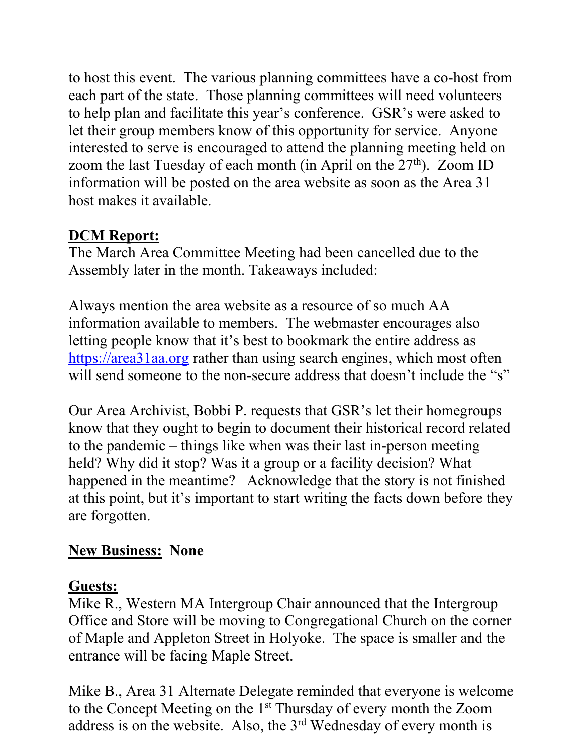to host this event. The various planning committees have a co-host from each part of the state. Those planning committees will need volunteers to help plan and facilitate this year's conference. GSR's were asked to let their group members know of this opportunity for service. Anyone interested to serve is encouraged to attend the planning meeting held on zoom the last Tuesday of each month (in April on the 27th). Zoom ID information will be posted on the area website as soon as the Area 31 host makes it available.

**DCM Report:**

The March Area Committee Meeting had been cancelled due to the Assembly later in the month. Takeaways included:

Always mention the area website as a resource of so much AA information available to members. The webmaster encourages also letting people know that it's best to bookmark the entire address as https://area31aa.org rather than using search engines, which most often will send someone to the non-secure address that doesn't include the "s"

Our Area Archivist, Bobbi P. requests that GSR's let their homegroups know that they ought to begin to document their historical record related to the pandemic – things like when was their last in-person meeting held? Why did it stop? Was it a group or a facility decision? What happened in the meantime? Acknowledge that the story is not finished at this point, but it's important to start writing the facts down before they are forgotten.

**New Business: None**

**Guests:**

Mike R., Western MA Intergroup Chair announced that the Intergroup Office and Store will be moving to Congregational Church on the corner of Maple and Appleton Street in Holyoke. The space is smaller and the entrance will be facing Maple Street.

Mike B., Area 31 Alternate Delegate reminded that everyone is welcome to the Concept Meeting on the 1st Thursday of every month the Zoom address is on the website. Also, the 3rd Wednesday of every month is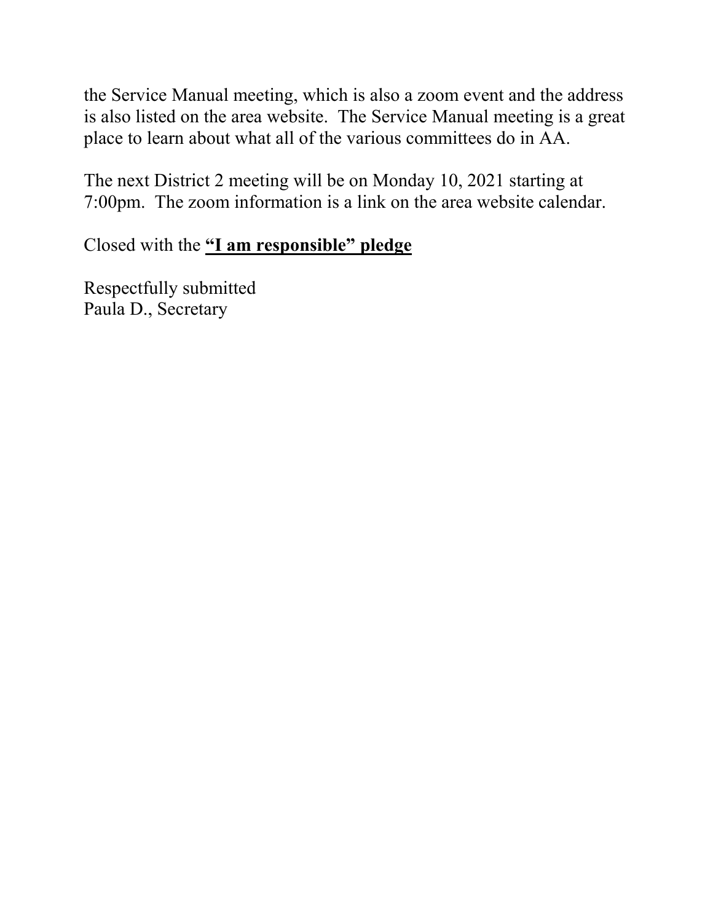the Service Manual meeting, which is also a zoom event and the address is also listed on the area website. The Service Manual meeting is a great place to learn about what all of the various committees do in AA.

The next District 2 meeting will be on Monday 10, 2021 starting at 7:00pm. The zoom information is a link on the area website calendar.

Closed with the **"I am responsible" pledge**

Respectfully submitted
Paula D., Secretary